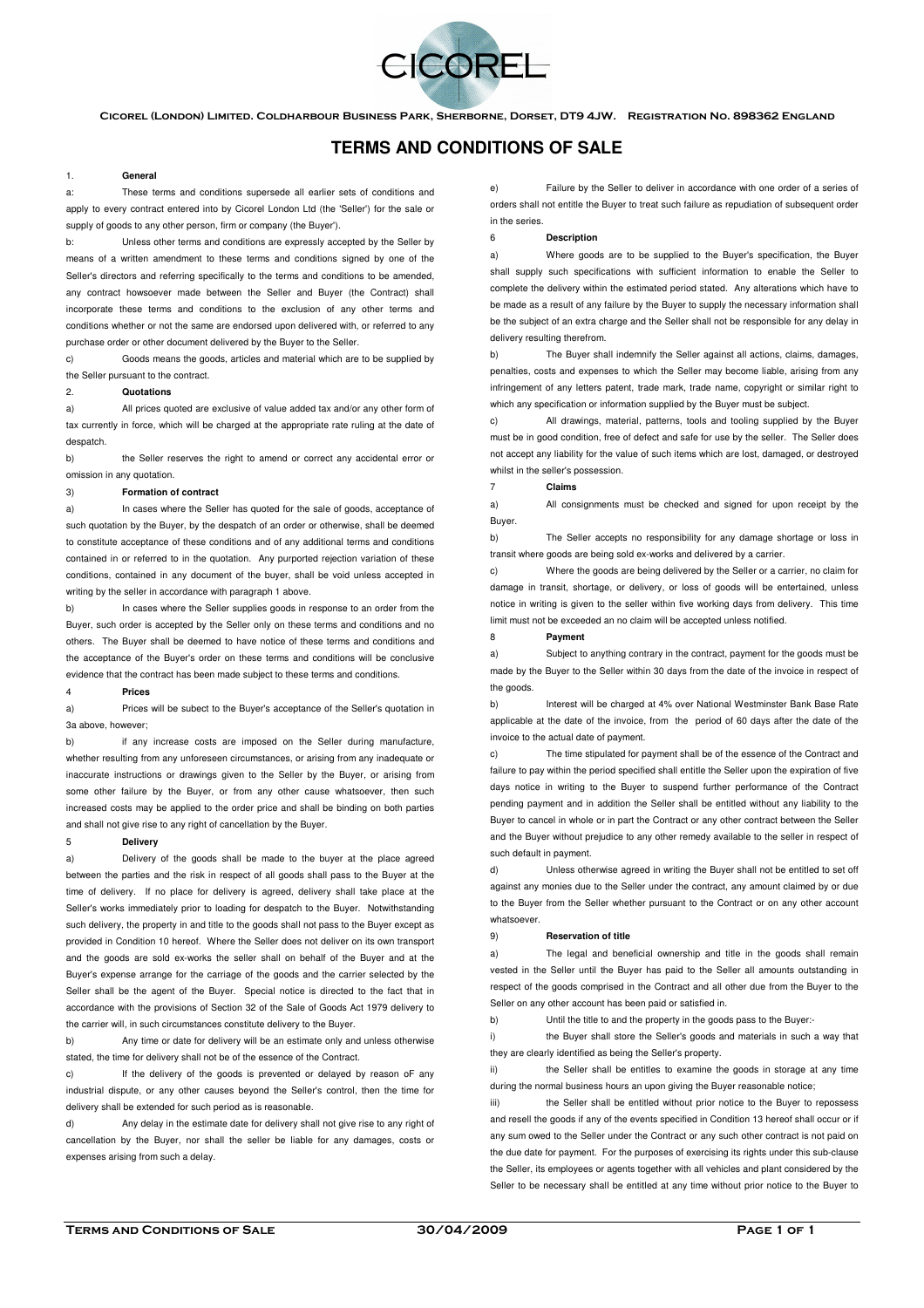Cicorel (London) Limited. Coldharbour Business Park, Sherborne, Dorset, DT9 4JW. Registration No. 898362 England

# TERMS AND CONDITIONS OF SALE

1. **General**

a: These terms and conditions supersede all earlier sets of conditions and apply to every contract entered into by Cicorel London Ltd (the 'Seller') for the sale or supply of goods to any other person, firm or company (the Buyer').

b: Unless other terms and conditions are expressly accepted by the Seller by means of a written amendment to these terms and conditions signed by one of the Seller's directors and referring specifically to the terms and conditions to be amended, any contract howsoever made between the Seller and Buyer (the Contract) shall incorporate these terms and conditions to the exclusion of any other terms and conditions whether or not the same are endorsed upon delivered with, or referred to any purchase order or other document delivered by the Buyer to the Seller.

c) Goods means the goods, articles and material which are to be supplied by the Seller pursuant to the contract.

2. **Quotations**

a) All prices quoted are exclusive of value added tax and/or any other form of tax currently in force, which will be charged at the appropriate rate ruling at the date of despatch.

b) the Seller reserves the right to amend or correct any accidental error or omission in any quotation.

3) **Formation of contract**

a) In cases where the Seller has quoted for the sale of goods, acceptance of such quotation by the Buyer, by the despatch of an order or otherwise, shall be deemed to constitute acceptance of these conditions and of any additional terms and conditions contained in or referred to in the quotation. Any purported rejection variation of these conditions, contained in any document of the buyer, shall be void unless accepted in writing by the seller in accordance with paragraph 1 above.

b) In cases where the Seller supplies goods in response to an order from the Buyer, such order is accepted by the Seller only on these terms and conditions and no others. The Buyer shall be deemed to have notice of these terms and conditions and the acceptance of the Buyer's order on these terms and conditions will be conclusive evidence that the contract has been made subject to these terms and conditions.

4 **Prices**

a) Prices will be subect to the Buyer's acceptance of the Seller's quotation in 3a above, however;

b) if any increase costs are imposed on the Seller during manufacture, whether resulting from any unforeseen circumstances, or arising from any inadequate or inaccurate instructions or drawings given to the Seller by the Buyer, or arising from some other failure by the Buyer, or from any other cause whatsoever, then such increased costs may be applied to the order price and shall be binding on both parties and shall not give rise to any right of cancellation by the Buyer.

5 **Delivery**

a) Delivery of the goods shall be made to the buyer at the place agreed between the parties and the risk in respect of all goods shall pass to the Buyer at the time of delivery. If no place for delivery is agreed, delivery shall take place at the Seller's works immediately prior to loading for despatch to the Buyer. Notwithstanding such delivery, the property in and title to the goods shall not pass to the Buyer except as provided in Condition 10 hereof. Where the Seller does not deliver on its own transport and the goods are sold ex-works the seller shall on behalf of the Buyer and at the Buyer's expense arrange for the carriage of the goods and the carrier selected by the Seller shall be the agent of the Buyer. Special notice is directed to the fact that in accordance with the provisions of Section 32 of the Sale of Goods Act 1979 delivery to the carrier will, in such circumstances constitute delivery to the Buyer.

b) Any time or date for delivery will be an estimate only and unless otherwise stated, the time for delivery shall not be of the essence of the Contract.

c) If the delivery of the goods is prevented or delayed by reason oF any industrial dispute, or any other causes beyond the Seller's control, then the time for delivery shall be extended for such period as is reasonable.

d) Any delay in the estimate date for delivery shall not give rise to any right of cancellation by the Buyer, nor shall the seller be liable for any damages, costs or expenses arising from such a delay.

e) Failure by the Seller to deliver in accordance with one order of a series of orders shall not entitle the Buyer to treat such failure as repudiation of subsequent order in the series.

6 **Description**

a) Where goods are to be supplied to the Buyer's specification, the Buyer shall supply such specifications with sufficient information to enable the Seller to complete the delivery within the estimated period stated. Any alterations which have to be made as a result of any failure by the Buyer to supply the necessary information shall be the subject of an extra charge and the Seller shall not be responsible for any delay in delivery resulting therefrom.

b) The Buyer shall indemnify the Seller against all actions, claims, damages, penalties, costs and expenses to which the Seller may become liable, arising from any infringement of any letters patent, trade mark, trade name, copyright or similar right to which any specification or information supplied by the Buyer must be subject.

c) All drawings, material, patterns, tools and tooling supplied by the Buyer must be in good condition, free of defect and safe for use by the seller. The Seller does not accept any liability for the value of such items which are lost, damaged, or destroyed whilst in the seller's possession.

7 **Claims**

a) All consignments must be checked and signed for upon receipt by the Buyer.

b) The Seller accepts no responsibility for any damage shortage or loss in transit where goods are being sold ex-works and delivered by a carrier.

c) Where the goods are being delivered by the Seller or a carrier, no claim for damage in transit, shortage, or delivery, or loss of goods will be entertained, unless notice in writing is given to the seller within five working days from delivery. This time limit must not be exceeded an no claim will be accepted unless notified.

8 **Payment**

a) Subject to anything contrary in the contract, payment for the goods must be made by the Buyer to the Seller within 30 days from the date of the invoice in respect of the goods.

b) Interest will be charged at 4% over National Westminster Bank Base Rate applicable at the date of the invoice, from the period of 60 days after the date of the invoice to the actual date of payment.

c) The time stipulated for payment shall be of the essence of the Contract and failure to pay within the period specified shall entitle the Seller upon the expiration of five days notice in writing to the Buyer to suspend further performance of the Contract pending payment and in addition the Seller shall be entitled without any liability to the Buyer to cancel in whole or in part the Contract or any other contract between the Seller and the Buyer without prejudice to any other remedy available to the seller in respect of such default in payment.

d) Unless otherwise agreed in writing the Buyer shall not be entitled to set off against any monies due to the Seller under the contract, any amount claimed by or due to the Buyer from the Seller whether pursuant to the Contract or on any other account whatsoever.

9) **Reservation of title**

a) The legal and beneficial ownership and title in the goods shall remain vested in the Seller until the Buyer has paid to the Seller all amounts outstanding in respect of the goods comprised in the Contract and all other due from the Buyer to the Seller on any other account has been paid or satisfied in.

b) Until the title to and the property in the goods pass to the Buyer:-

i) the Buyer shall store the Seller's goods and materials in such a way that they are clearly identified as being the Seller's property.

ii) the Seller shall be entitles to examine the goods in storage at any time during the normal business hours an upon giving the Buyer reasonable notice;

iii) the Seller shall be entitled without prior notice to the Buyer to repossess and resell the goods if any of the events specified in Condition 13 hereof shall occur or if any sum owed to the Seller under the Contract or any such other contract is not paid on the due date for payment. For the purposes of exercising its rights under this sub-clause the Seller, its employees or agents together with all vehicles and plant considered by the Seller to be necessary shall be entitled at any time without prior notice to the Buyer to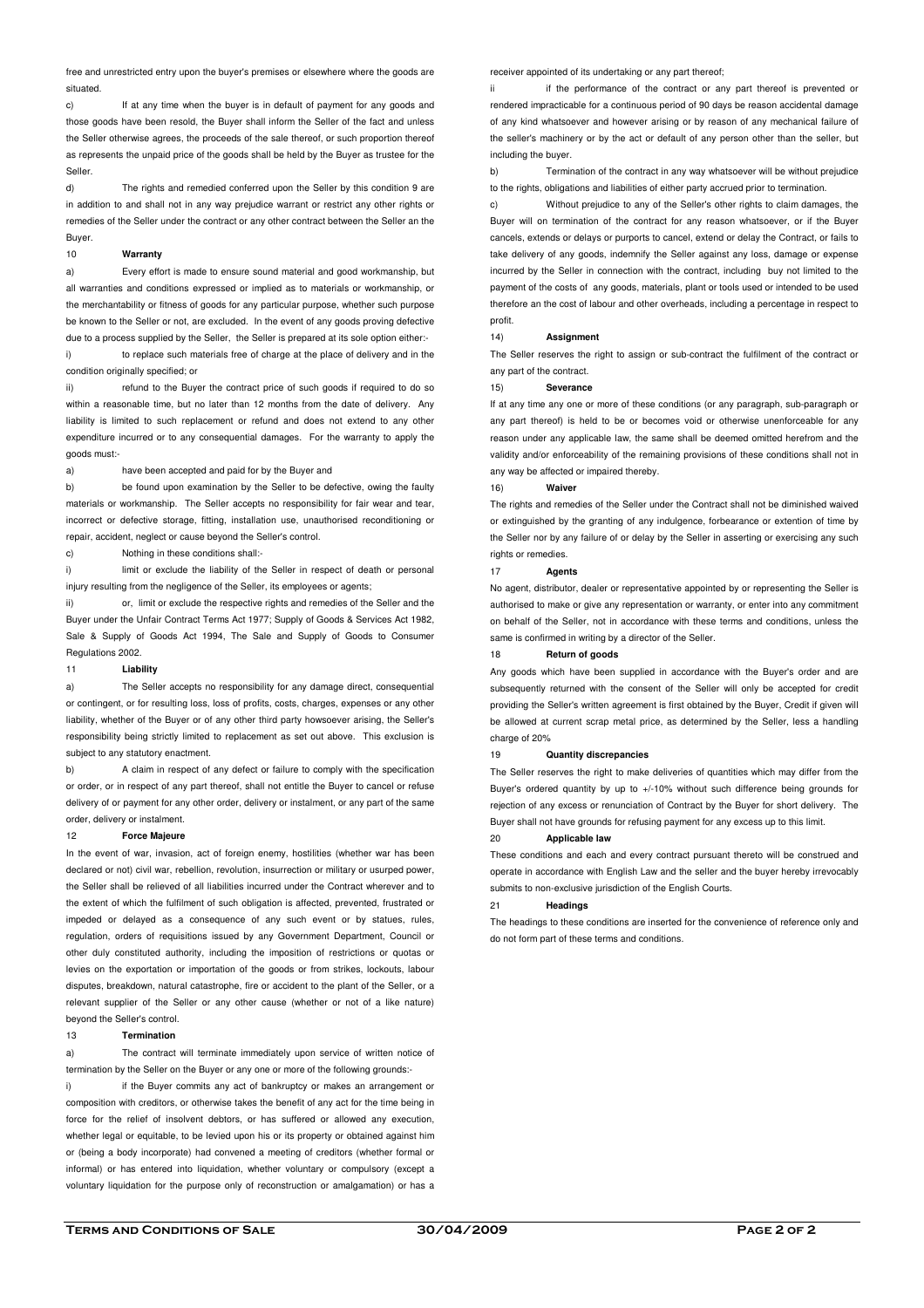free and unrestricted entry upon the buyer's premises or elsewhere where the goods are situated.

c) If at any time when the buyer is in default of payment for any goods and those goods have been resold, the Buyer shall inform the Seller of the fact and unless the Seller otherwise agrees, the proceeds of the sale thereof, or such proportion thereof as represents the unpaid price of the goods shall be held by the Buyer as trustee for the Seller.

d) The rights and remedied conferred upon the Seller by this condition 9 are in addition to and shall not in any way prejudice warrant or restrict any other rights or remedies of the Seller under the contract or any other contract between the Seller an the Buyer.

### 10 Warranty

a) Every effort is made to ensure sound material and good workmanship, but all warranties and conditions expressed or implied as to materials or workmanship, or the merchantability or fitness of goods for any particular purpose, whether such purpose be known to the Seller or not, are excluded. In the event of any goods proving defective due to a process supplied by the Seller, the Seller is prepared at its sole option either:-

i) to replace such materials free of charge at the place of delivery and in the condition originally specified; or

ii) refund to the Buyer the contract price of such goods if required to do so within a reasonable time, but no later than 12 months from the date of delivery. Any liability is limited to such replacement or refund and does not extend to any other expenditure incurred or to any consequential damages. For the warranty to apply the goods must:-

a) have been accepted and paid for by the Buyer and

b) be found upon examination by the Seller to be defective, owing the faulty materials or workmanship. The Seller accepts no responsibility for fair wear and tear, incorrect or defective storage, fitting, installation use, unauthorised reconditioning or repair, accident, neglect or cause beyond the Seller's control.

c) Nothing in these conditions shall:-

i) limit or exclude the liability of the Seller in respect of death or personal injury resulting from the negligence of the Seller, its employees or agents;

ii) or, limit or exclude the respective rights and remedies of the Seller and the Buyer under the Unfair Contract Terms Act 1977; Supply of Goods & Services Act 1982, Sale & Supply of Goods Act 1994, The Sale and Supply of Goods to Consumer Regulations 2002.

### 11 Liability

a) The Seller accepts no responsibility for any damage direct, consequential or contingent, or for resulting loss, loss of profits, costs, charges, expenses or any other liability, whether of the Buyer or of any other third party howsoever arising, the Seller's responsibility being strictly limited to replacement as set out above. This exclusion is subject to any statutory enactment.

b) A claim in respect of any defect or failure to comply with the specification or order, or in respect of any part thereof, shall not entitle the Buyer to cancel or refuse delivery of or payment for any other order, delivery or instalment, or any part of the same order, delivery or instalment.

### 12 Force Majeure

In the event of war, invasion, act of foreign enemy, hostilities (whether war has been declared or not) civil war, rebellion, revolution, insurrection or military or usurped power, the Seller shall be relieved of all liabilities incurred under the Contract wherever and to the extent of which the fulfilment of such obligation is affected, prevented, frustrated or impeded or delayed as a consequence of any such event or by statues, rules, regulation, orders of requisitions issued by any Government Department, Council or other duly constituted authority, including the imposition of restrictions or quotas or levies on the exportation or importation of the goods or from strikes, lockouts, labour disputes, breakdown, natural catastrophe, fire or accident to the plant of the Seller, or a relevant supplier of the Seller or any other cause (whether or not of a like nature) beyond the Seller's control.

### 13 Termination

a) The contract will terminate immediately upon service of written notice of termination by the Seller on the Buyer or any one or more of the following grounds:-

i) if the Buyer commits any act of bankruptcy or makes an arrangement or composition with creditors, or otherwise takes the benefit of any act for the time being in force for the relief of insolvent debtors, or has suffered or allowed any execution, whether legal or equitable, to be levied upon his or its property or obtained against him or (being a body incorporate) had convened a meeting of creditors (whether formal or informal) or has entered into liquidation, whether voluntary or compulsory (except a voluntary liquidation for the purpose only of reconstruction or amalgamation) or has a receiver appointed of its undertaking or any part thereof;

ii if the performance of the contract or any part thereof is prevented or rendered impracticable for a continuous period of 90 days be reason accidental damage of any kind whatsoever and however arising or by reason of any mechanical failure of the seller's machinery or by the act or default of any person other than the seller, but including the buyer.

b) Termination of the contract in any way whatsoever will be without prejudice to the rights, obligations and liabilities of either party accrued prior to termination.

c) Without prejudice to any of the Seller's other rights to claim damages, the Buyer will on termination of the contract for any reason whatsoever, or if the Buyer cancels, extends or delays or purports to cancel, extend or delay the Contract, or fails to take delivery of any goods, indemnify the Seller against any loss, damage or expense incurred by the Seller in connection with the contract, including buy not limited to the payment of the costs of any goods, materials, plant or tools used or intended to be used therefore an the cost of labour and other overheads, including a percentage in respect to profit.

### 14) Assignment

The Seller reserves the right to assign or sub-contract the fulfilment of the contract or any part of the contract.

### 15) Severance

If at any time any one or more of these conditions (or any paragraph, sub-paragraph or any part thereof) is held to be or becomes void or otherwise unenforceable for any reason under any applicable law, the same shall be deemed omitted herefrom and the validity and/or enforceability of the remaining provisions of these conditions shall not in any way be affected or impaired thereby.

### 16) Waiver

The rights and remedies of the Seller under the Contract shall not be diminished waived or extinguished by the granting of any indulgence, forbearance or extention of time by the Seller nor by any failure of or delay by the Seller in asserting or exercising any such rights or remedies.

### 17 Agents

No agent, distributor, dealer or representative appointed by or representing the Seller is authorised to make or give any representation or warranty, or enter into any commitment on behalf of the Seller, not in accordance with these terms and conditions, unless the same is confirmed in writing by a director of the Seller.

### 18 Return of goods

Any goods which have been supplied in accordance with the Buyer's order and are subsequently returned with the consent of the Seller will only be accepted for credit providing the Seller's written agreement is first obtained by the Buyer, Credit if given will be allowed at current scrap metal price, as determined by the Seller, less a handling charge of 20%

### 19 Quantity discrepancies

The Seller reserves the right to make deliveries of quantities which may differ from the Buyer's ordered quantity by up to +/-10% without such difference being grounds for rejection of any excess or renunciation of Contract by the Buyer for short delivery. The Buyer shall not have grounds for refusing payment for any excess up to this limit.

### 20 Applicable law

These conditions and each and every contract pursuant thereto will be construed and operate in accordance with English Law and the seller and the buyer hereby irrevocably submits to non-exclusive jurisdiction of the English Courts.

### 21 Headings

The headings to these conditions are inserted for the convenience of reference only and do not form part of these terms and conditions.